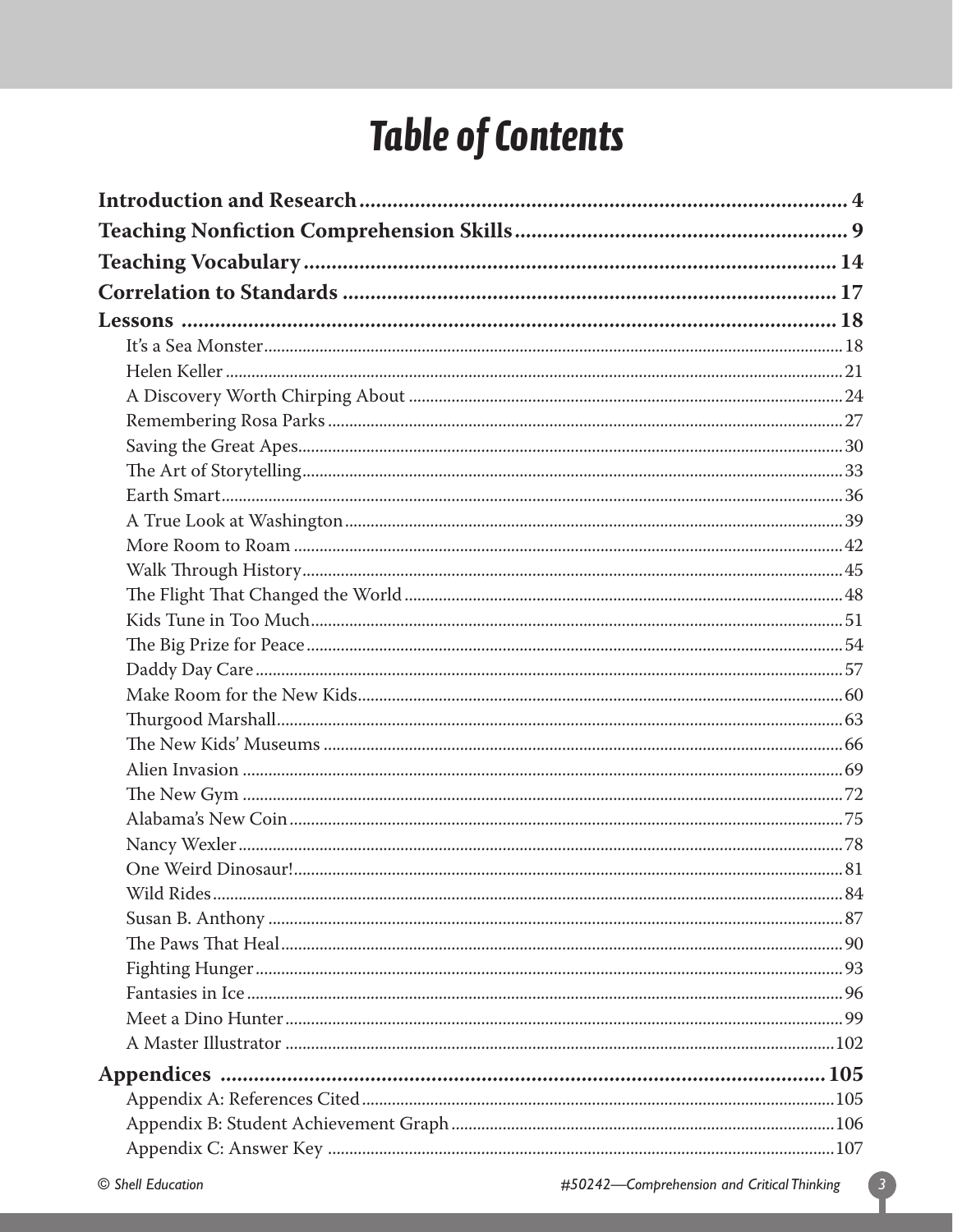# Table of Contents

**Introduction and Research** .......... 4

**Teaching Nonfiction Comprehension Skills** .......... 9

**Teaching Vocabulary** .......... 14

**Correlation to Standards** .......... 17

**Lessons** .......... 18

- It's a Sea Monster .......... 18
- Helen Keller .......... 21
- A Discovery Worth Chirping About .......... 24
- Remembering Rosa Parks .......... 27
- Saving the Great Apes .......... 30
- The Art of Storytelling .......... 33
- Earth Smart .......... 36
- A True Look at Washington .......... 39
- More Room to Roam .......... 42
- Walk Through History .......... 45
- The Flight That Changed the World .......... 48
- Kids Tune in Too Much .......... 51
- The Big Prize for Peace .......... 54
- Daddy Day Care .......... 57
- Make Room for the New Kids .......... 60
- Thurgood Marshall .......... 63
- The New Kids' Museums .......... 66
- Alien Invasion .......... 69
- The New Gym .......... 72
- Alabama's New Coin .......... 75
- Nancy Wexler .......... 78
- One Weird Dinosaur! .......... 81
- Wild Rides .......... 84
- Susan B. Anthony .......... 87
- The Paws That Heal .......... 90
- Fighting Hunger .......... 93
- Fantasies in Ice .......... 96
- Meet a Dino Hunter .......... 99
- A Master Illustrator .......... 102

**Appendices** .......... 105

- Appendix A: References Cited .......... 105
- Appendix B: Student Achievement Graph .......... 106
- Appendix C: Answer Key .......... 107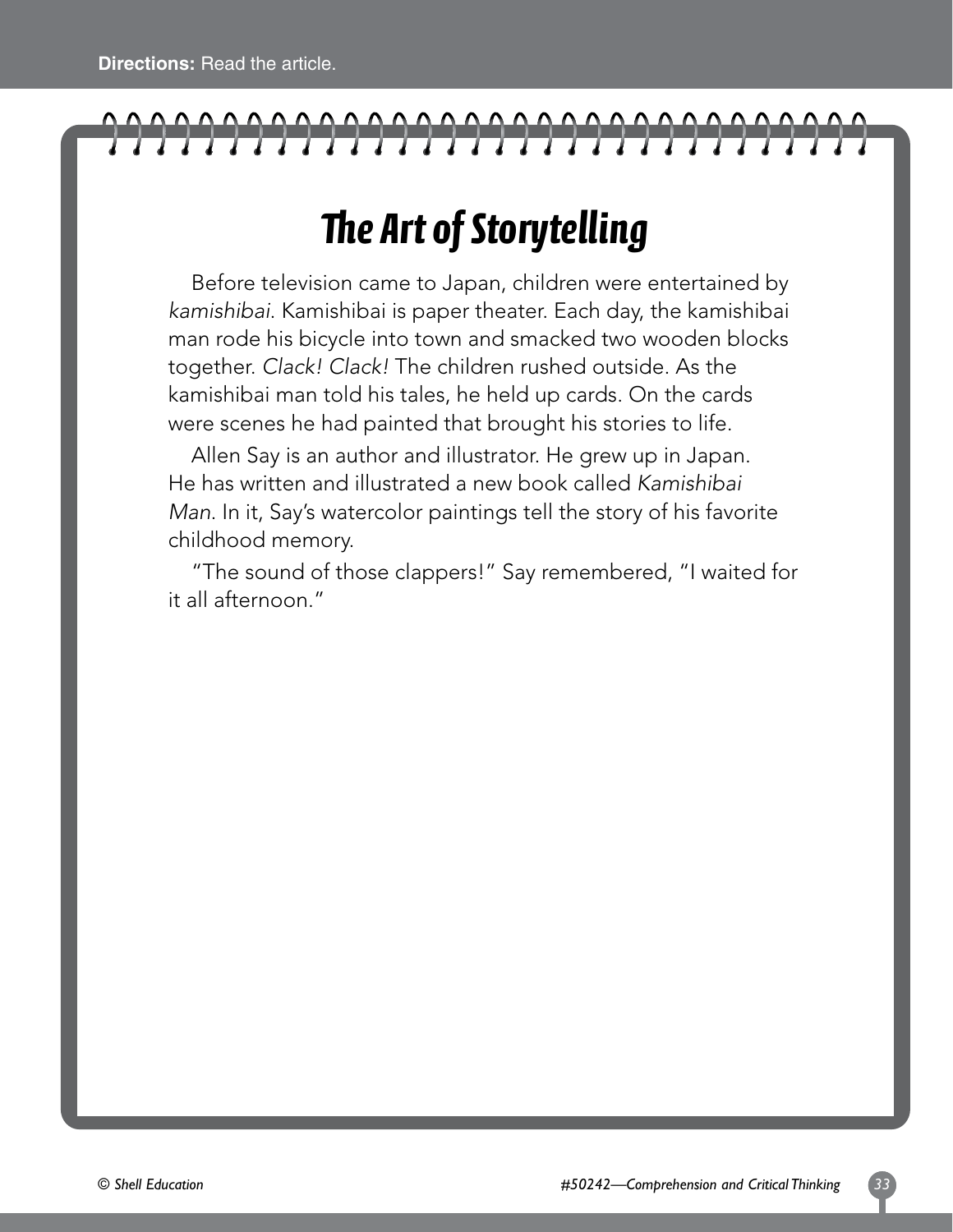**Directions:** Read the article.

# *The Art of Storytelling*

Before television came to Japan, children were entertained by *kamishibai*. Kamishibai is paper theater. Each day, the kamishibai man rode his bicycle into town and smacked two wooden blocks together. *Clack! Clack!* The children rushed outside. As the kamishibai man told his tales, he held up cards. On the cards were scenes he had painted that brought his stories to life.

Allen Say is an author and illustrator. He grew up in Japan. He has written and illustrated a new book called *Kamishibai Man*. In it, Say's watercolor paintings tell the story of his favorite childhood memory.

"The sound of those clappers!" Say remembered, "I waited for it all afternoon."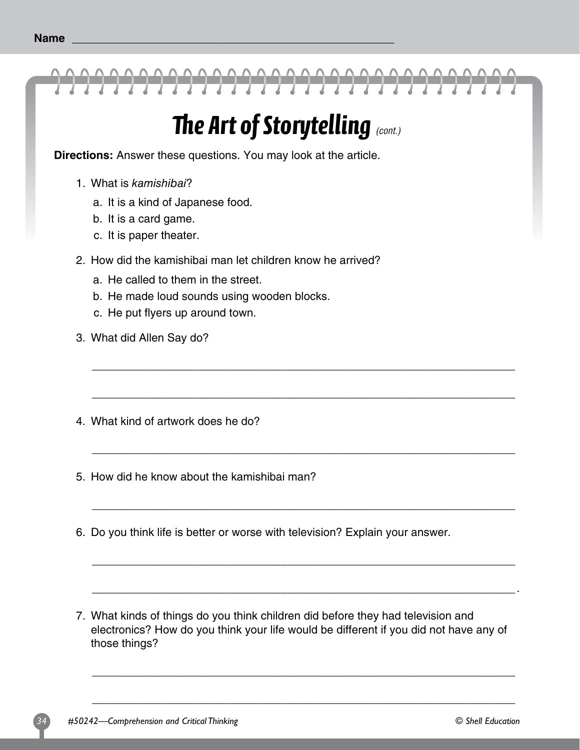Name ____________________________________________

# *The Art of Storytelling* *(cont.)*

**Directions:** Answer these questions. You may look at the article.

1. What is *kamishibai*?

    a. It is a kind of Japanese food.

    b. It is a card game.

    c. It is paper theater.

2. How did the kamishibai man let children know he arrived?

    a. He called to them in the street.

    b. He made loud sounds using wooden blocks.

    c. He put flyers up around town.

3. What did Allen Say do?

    ______________________________________________________________

    ______________________________________________________________

4. What kind of artwork does he do?

    ______________________________________________________________

5. How did he know about the kamishibai man?

    ______________________________________________________________

6. Do you think life is better or worse with television? Explain your answer.

    ______________________________________________________________

    ______________________________________________________________.

7. What kinds of things do you think children did before they had television and electronics? How do you think your life would be different if you did not have any of those things?

    ______________________________________________________________

    ______________________________________________________________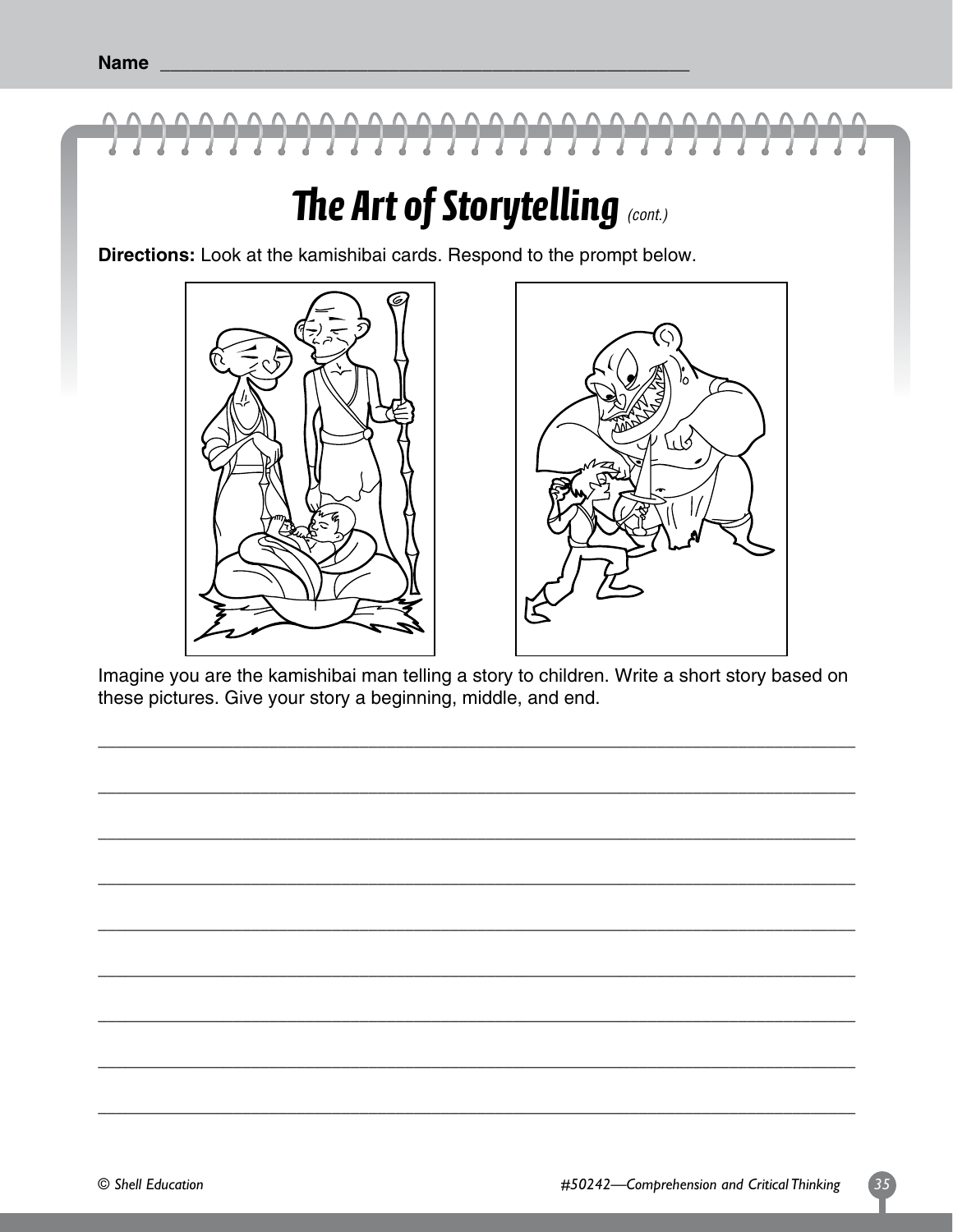Name ____________________________________________

# The Art of Storytelling *(cont.)*

**Directions:** Look at the kamishibai cards. Respond to the prompt below.

Imagine you are the kamishibai man telling a story to children. Write a short story based on these pictures. Give your story a beginning, middle, and end.

_______________________________________________________________________

_______________________________________________________________________

_______________________________________________________________________

_______________________________________________________________________

_______________________________________________________________________

_______________________________________________________________________

_______________________________________________________________________

_______________________________________________________________________

_______________________________________________________________________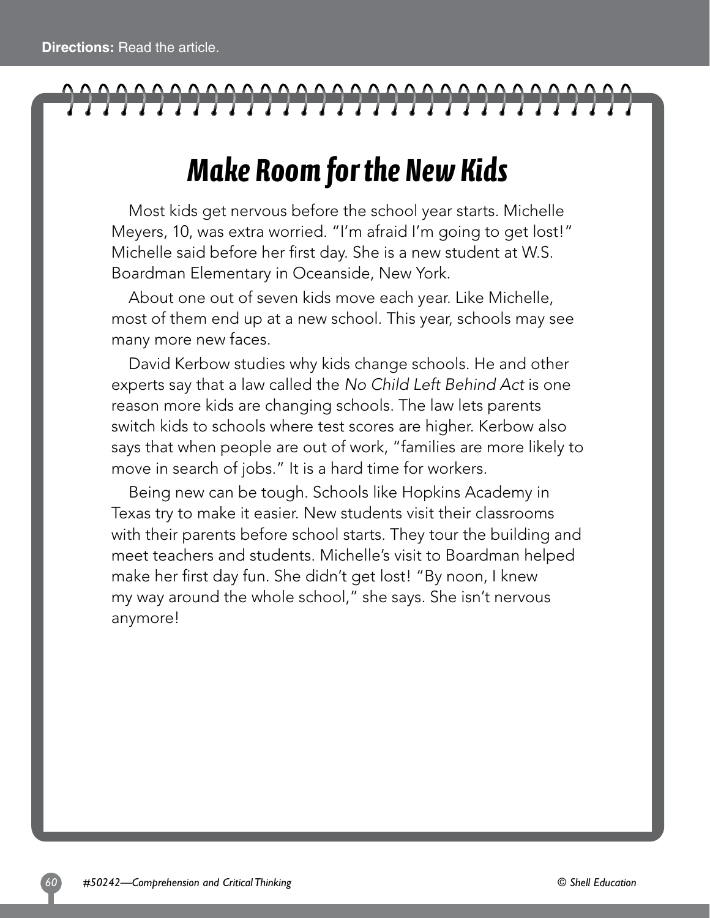**Directions:** Read the article.

# *Make Room for the New Kids*

Most kids get nervous before the school year starts. Michelle Meyers, 10, was extra worried. "I'm afraid I'm going to get lost!" Michelle said before her first day. She is a new student at W.S. Boardman Elementary in Oceanside, New York.

About one out of seven kids move each year. Like Michelle, most of them end up at a new school. This year, schools may see many more new faces.

David Kerbow studies why kids change schools. He and other experts say that a law called the *No Child Left Behind Act* is one reason more kids are changing schools. The law lets parents switch kids to schools where test scores are higher. Kerbow also says that when people are out of work, "families are more likely to move in search of jobs." It is a hard time for workers.

Being new can be tough. Schools like Hopkins Academy in Texas try to make it easier. New students visit their classrooms with their parents before school starts. They tour the building and meet teachers and students. Michelle's visit to Boardman helped make her first day fun. She didn't get lost! "By noon, I knew my way around the whole school," she says. She isn't nervous anymore!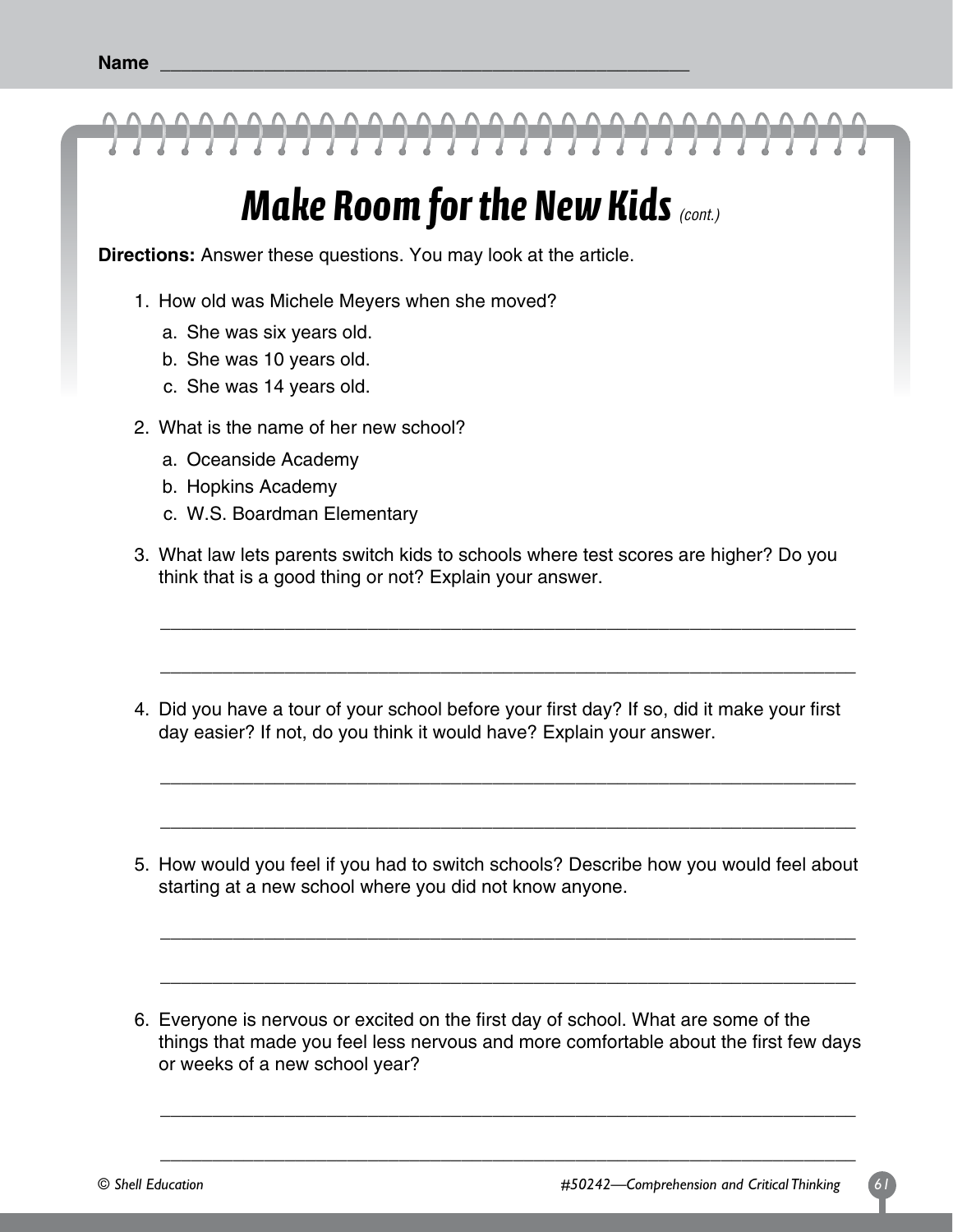Name ____________________________________________

# Make Room for the New Kids *(cont.)*

**Directions:** Answer these questions. You may look at the article.

1. How old was Michele Meyers when she moved?
   - a. She was six years old.
   - b. She was 10 years old.
   - c. She was 14 years old.

2. What is the name of her new school?
   - a. Oceanside Academy
   - b. Hopkins Academy
   - c. W.S. Boardman Elementary

3. What law lets parents switch kids to schools where test scores are higher? Do you think that is a good thing or not? Explain your answer.

   ____________________________________________________________________

   ____________________________________________________________________

4. Did you have a tour of your school before your first day? If so, did it make your first day easier? If not, do you think it would have? Explain your answer.

   ____________________________________________________________________

   ____________________________________________________________________

5. How would you feel if you had to switch schools? Describe how you would feel about starting at a new school where you did not know anyone.

   ____________________________________________________________________

   ____________________________________________________________________

6. Everyone is nervous or excited on the first day of school. What are some of the things that made you feel less nervous and more comfortable about the first few days or weeks of a new school year?

   ____________________________________________________________________

   ____________________________________________________________________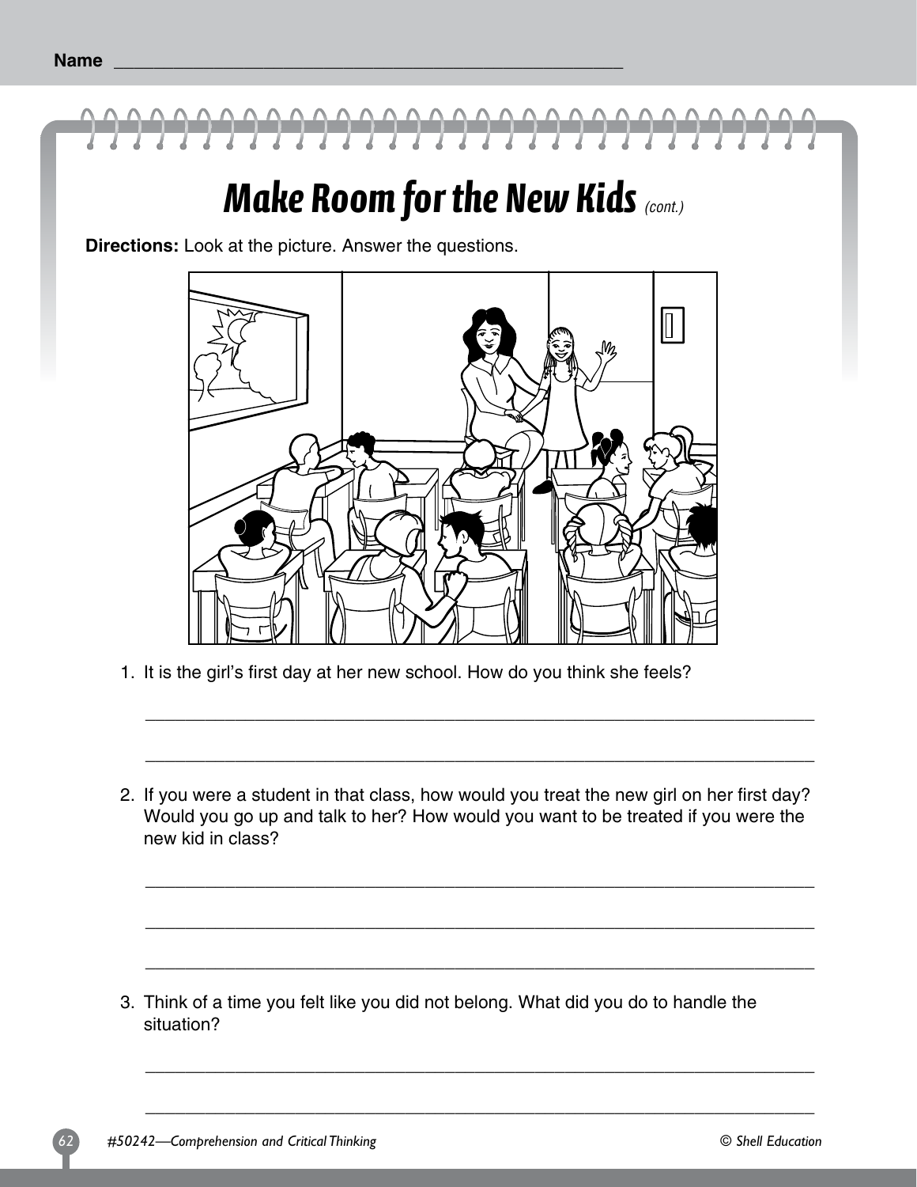Name ______________________________________________

# *Make Room for the New Kids* *(cont.)*

**Directions:** Look at the picture. Answer the questions.

1. It is the girl's first day at her new school. How do you think she feels?

______________________________________________________________________

______________________________________________________________________

2. If you were a student in that class, how would you treat the new girl on her first day? Would you go up and talk to her? How would you want to be treated if you were the new kid in class?

______________________________________________________________________

______________________________________________________________________

______________________________________________________________________

3. Think of a time you felt like you did not belong. What did you do to handle the situation?

______________________________________________________________________

______________________________________________________________________